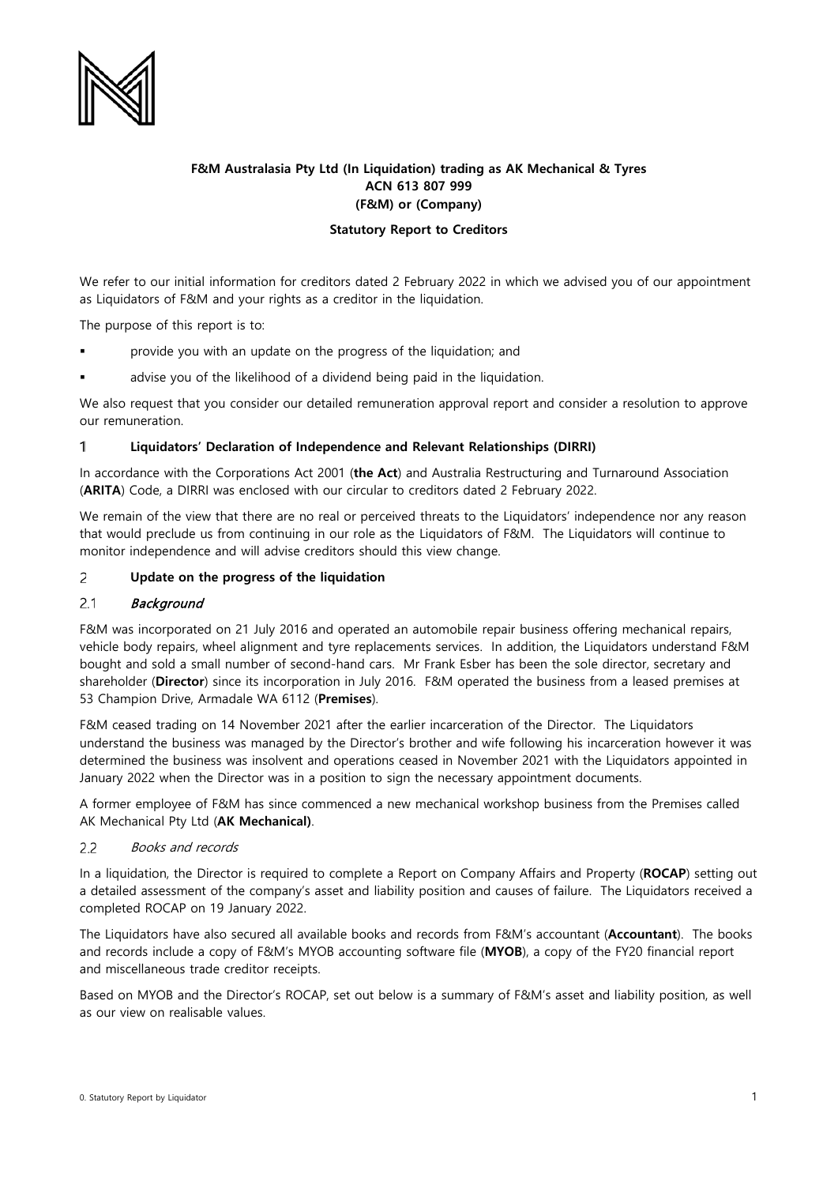**F&M Australasia Pty Ltd (In Liquidation) trading as AK Mechanical & Tyres**
**ACN 613 807 999**
**(F&M) or (Company)**

**Statutory Report to Creditors**

We refer to our initial information for creditors dated 2 February 2022 in which we advised you of our appointment as Liquidators of F&M and your rights as a creditor in the liquidation.

The purpose of this report is to:

- provide you with an update on the progress of the liquidation; and
- advise you of the likelihood of a dividend being paid in the liquidation.

We also request that you consider our detailed remuneration approval report and consider a resolution to approve our remuneration.

## 1 Liquidators' Declaration of Independence and Relevant Relationships (DIRRI)

In accordance with the Corporations Act 2001 (**the Act**) and Australia Restructuring and Turnaround Association (**ARITA**) Code, a DIRRI was enclosed with our circular to creditors dated 2 February 2022.

We remain of the view that there are no real or perceived threats to the Liquidators' independence nor any reason that would preclude us from continuing in our role as the Liquidators of F&M. The Liquidators will continue to monitor independence and will advise creditors should this view change.

## 2 Update on the progress of the liquidation

### 2.1 *Background*

F&M was incorporated on 21 July 2016 and operated an automobile repair business offering mechanical repairs, vehicle body repairs, wheel alignment and tyre replacements services. In addition, the Liquidators understand F&M bought and sold a small number of second-hand cars. Mr Frank Esber has been the sole director, secretary and shareholder (**Director**) since its incorporation in July 2016. F&M operated the business from a leased premises at 53 Champion Drive, Armadale WA 6112 (**Premises**).

F&M ceased trading on 14 November 2021 after the earlier incarceration of the Director. The Liquidators understand the business was managed by the Director's brother and wife following his incarceration however it was determined the business was insolvent and operations ceased in November 2021 with the Liquidators appointed in January 2022 when the Director was in a position to sign the necessary appointment documents.

A former employee of F&M has since commenced a new mechanical workshop business from the Premises called AK Mechanical Pty Ltd (**AK Mechanical)**.

### 2.2 *Books and records*

In a liquidation, the Director is required to complete a Report on Company Affairs and Property (**ROCAP**) setting out a detailed assessment of the company's asset and liability position and causes of failure. The Liquidators received a completed ROCAP on 19 January 2022.

The Liquidators have also secured all available books and records from F&M's accountant (**Accountant**). The books and records include a copy of F&M's MYOB accounting software file (**MYOB**), a copy of the FY20 financial report and miscellaneous trade creditor receipts.

Based on MYOB and the Director's ROCAP, set out below is a summary of F&M's asset and liability position, as well as our view on realisable values.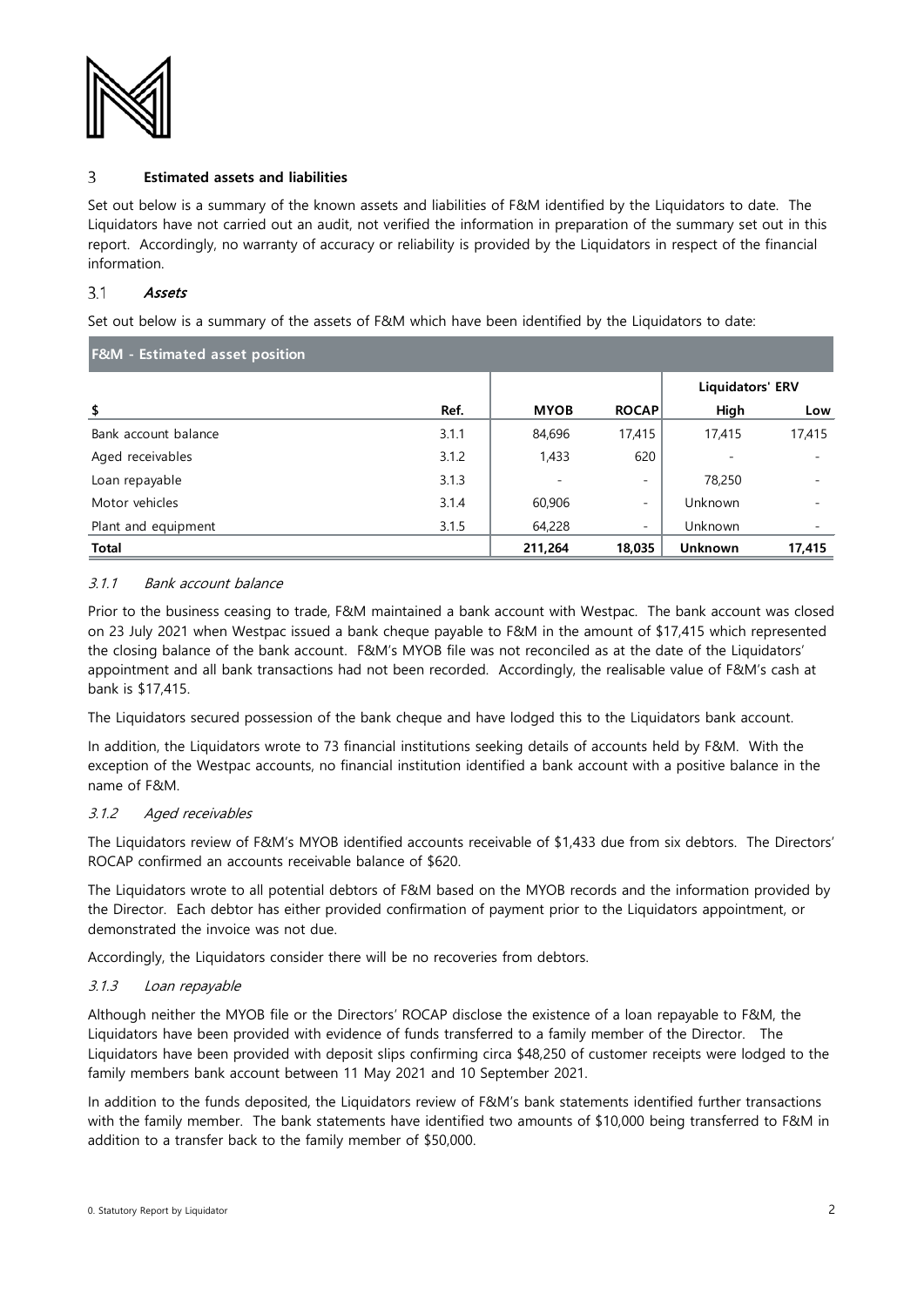## 3 Estimated assets and liabilities

Set out below is a summary of the known assets and liabilities of F&M identified by the Liquidators to date. The Liquidators have not carried out an audit, not verified the information in preparation of the summary set out in this report. Accordingly, no warranty of accuracy or reliability is provided by the Liquidators in respect of the financial information.

### 3.1 *Assets*

Set out below is a summary of the assets of F&M which have been identified by the Liquidators to date:

**F&M - Estimated asset position**

| | | | | Liquidators' ERV | |
|---|---|---|---|---|---|
| **$** | **Ref.** | **MYOB** | **ROCAP** | **High** | **Low** |
| Bank account balance | 3.1.1 | 84,696 | 17,415 | 17,415 | 17,415 |
| Aged receivables | 3.1.2 | 1,433 | 620 | - | - |
| Loan repayable | 3.1.3 | - | - | 78,250 | - |
| Motor vehicles | 3.1.4 | 60,906 | - | Unknown | - |
| Plant and equipment | 3.1.5 | 64,228 | - | Unknown | - |
| **Total** | | **211,264** | **18,035** | **Unknown** | **17,415** |

#### 3.1.1 *Bank account balance*

Prior to the business ceasing to trade, F&M maintained a bank account with Westpac. The bank account was closed on 23 July 2021 when Westpac issued a bank cheque payable to F&M in the amount of $17,415 which represented the closing balance of the bank account. F&M's MYOB file was not reconciled as at the date of the Liquidators' appointment and all bank transactions had not been recorded. Accordingly, the realisable value of F&M's cash at bank is $17,415.

The Liquidators secured possession of the bank cheque and have lodged this to the Liquidators bank account.

In addition, the Liquidators wrote to 73 financial institutions seeking details of accounts held by F&M. With the exception of the Westpac accounts, no financial institution identified a bank account with a positive balance in the name of F&M.

#### 3.1.2 *Aged receivables*

The Liquidators review of F&M's MYOB identified accounts receivable of $1,433 due from six debtors. The Directors' ROCAP confirmed an accounts receivable balance of $620.

The Liquidators wrote to all potential debtors of F&M based on the MYOB records and the information provided by the Director. Each debtor has either provided confirmation of payment prior to the Liquidators appointment, or demonstrated the invoice was not due.

Accordingly, the Liquidators consider there will be no recoveries from debtors.

#### 3.1.3 *Loan repayable*

Although neither the MYOB file or the Directors' ROCAP disclose the existence of a loan repayable to F&M, the Liquidators have been provided with evidence of funds transferred to a family member of the Director. The Liquidators have been provided with deposit slips confirming circa $48,250 of customer receipts were lodged to the family members bank account between 11 May 2021 and 10 September 2021.

In addition to the funds deposited, the Liquidators review of F&M's bank statements identified further transactions with the family member. The bank statements have identified two amounts of $10,000 being transferred to F&M in addition to a transfer back to the family member of $50,000.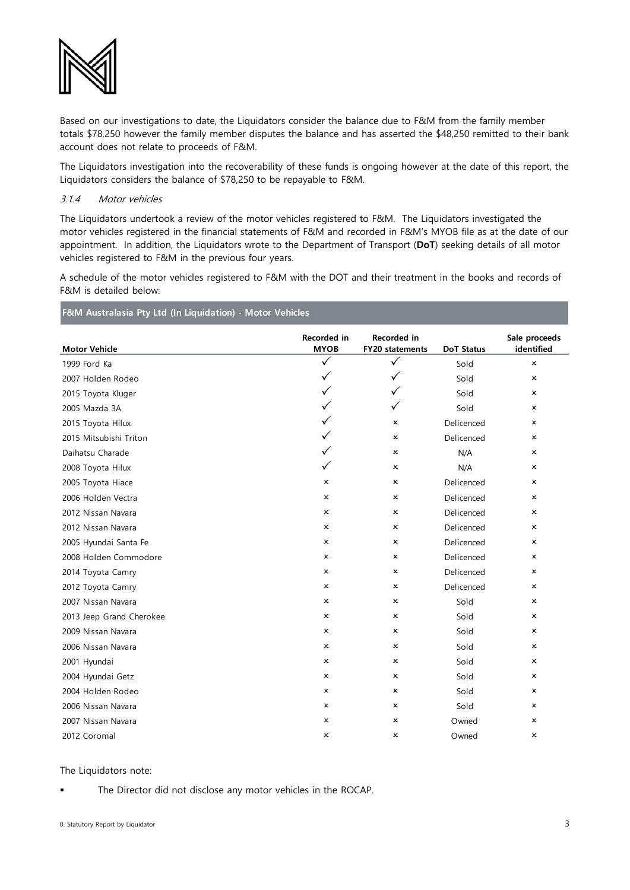Based on our investigations to date, the Liquidators consider the balance due to F&M from the family member totals $78,250 however the family member disputes the balance and has asserted the $48,250 remitted to their bank account does not relate to proceeds of F&M.

The Liquidators investigation into the recoverability of these funds is ongoing however at the date of this report, the Liquidators considers the balance of $78,250 to be repayable to F&M.

### *3.1.4 Motor vehicles*

The Liquidators undertook a review of the motor vehicles registered to F&M. The Liquidators investigated the motor vehicles registered in the financial statements of F&M and recorded in F&M's MYOB file as at the date of our appointment. In addition, the Liquidators wrote to the Department of Transport (**DoT**) seeking details of all motor vehicles registered to F&M in the previous four years.

A schedule of the motor vehicles registered to F&M with the DOT and their treatment in the books and records of F&M is detailed below:

**F&M Australasia Pty Ltd (In Liquidation) - Motor Vehicles**

| Motor Vehicle | Recorded in MYOB | Recorded in FY20 statements | DoT Status | Sale proceeds identified |
|---|---|---|---|---|
| 1999 Ford Ka | ✓ | ✓ | Sold | × |
| 2007 Holden Rodeo | ✓ | ✓ | Sold | × |
| 2015 Toyota Kluger | ✓ | ✓ | Sold | × |
| 2005 Mazda 3A | ✓ | ✓ | Sold | × |
| 2015 Toyota Hilux | ✓ | × | Delicenced | × |
| 2015 Mitsubishi Triton | ✓ | × | Delicenced | × |
| Daihatsu Charade | ✓ | × | N/A | × |
| 2008 Toyota Hilux | ✓ | × | N/A | × |
| 2005 Toyota Hiace | × | × | Delicenced | × |
| 2006 Holden Vectra | × | × | Delicenced | × |
| 2012 Nissan Navara | × | × | Delicenced | × |
| 2012 Nissan Navara | × | × | Delicenced | × |
| 2005 Hyundai Santa Fe | × | × | Delicenced | × |
| 2008 Holden Commodore | × | × | Delicenced | × |
| 2014 Toyota Camry | × | × | Delicenced | × |
| 2012 Toyota Camry | × | × | Delicenced | × |
| 2007 Nissan Navara | × | × | Sold | × |
| 2013 Jeep Grand Cherokee | × | × | Sold | × |
| 2009 Nissan Navara | × | × | Sold | × |
| 2006 Nissan Navara | × | × | Sold | × |
| 2001 Hyundai | × | × | Sold | × |
| 2004 Hyundai Getz | × | × | Sold | × |
| 2004 Holden Rodeo | × | × | Sold | × |
| 2006 Nissan Navara | × | × | Sold | × |
| 2007 Nissan Navara | × | × | Owned | × |
| 2012 Coromal | × | × | Owned | × |

The Liquidators note:

- The Director did not disclose any motor vehicles in the ROCAP.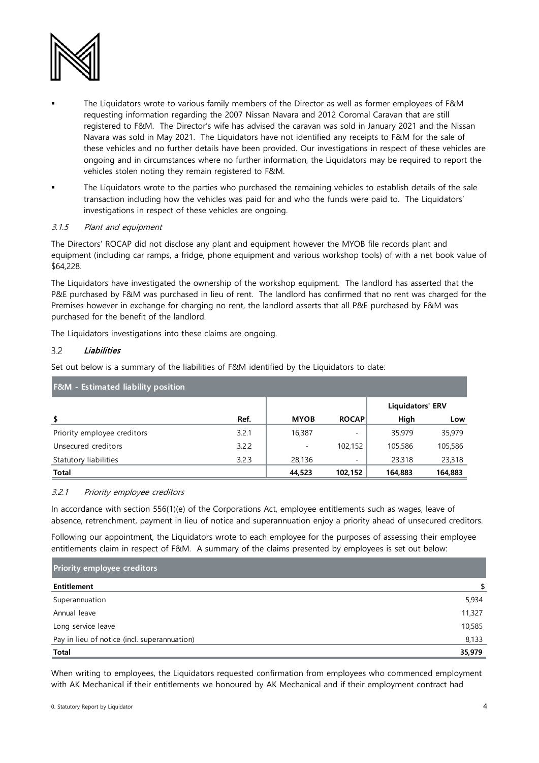- The Liquidators wrote to various family members of the Director as well as former employees of F&M requesting information regarding the 2007 Nissan Navara and 2012 Coromal Caravan that are still registered to F&M. The Director's wife has advised the caravan was sold in January 2021 and the Nissan Navara was sold in May 2021. The Liquidators have not identified any receipts to F&M for the sale of these vehicles and no further details have been provided. Our investigations in respect of these vehicles are ongoing and in circumstances where no further information, the Liquidators may be required to report the vehicles stolen noting they remain registered to F&M.
- The Liquidators wrote to the parties who purchased the remaining vehicles to establish details of the sale transaction including how the vehicles was paid for and who the funds were paid to. The Liquidators' investigations in respect of these vehicles are ongoing.

#### 3.1.5 *Plant and equipment*

The Directors' ROCAP did not disclose any plant and equipment however the MYOB file records plant and equipment (including car ramps, a fridge, phone equipment and various workshop tools) of with a net book value of $64,228.

The Liquidators have investigated the ownership of the workshop equipment. The landlord has asserted that the P&E purchased by F&M was purchased in lieu of rent. The landlord has confirmed that no rent was charged for the Premises however in exchange for charging no rent, the landlord asserts that all P&E purchased by F&M was purchased for the benefit of the landlord.

The Liquidators investigations into these claims are ongoing.

### 3.2 *Liabilities*

Set out below is a summary of the liabilities of F&M identified by the Liquidators to date:

| F&M - Estimated liability position | | | | | |
|---|---|---|---|---|---|
| | | | | Liquidators' ERV | |
| **$** | **Ref.** | **MYOB** | **ROCAP** | **High** | **Low** |
| Priority employee creditors | 3.2.1 | 16,387 | - | 35,979 | 35,979 |
| Unsecured creditors | 3.2.2 | - | 102,152 | 105,586 | 105,586 |
| Statutory liabilities | 3.2.3 | 28,136 | - | 23,318 | 23,318 |
| **Total** | | **44,523** | **102,152** | **164,883** | **164,883** |

#### 3.2.1 *Priority employee creditors*

In accordance with section 556(1)(e) of the Corporations Act, employee entitlements such as wages, leave of absence, retrenchment, payment in lieu of notice and superannuation enjoy a priority ahead of unsecured creditors.

Following our appointment, the Liquidators wrote to each employee for the purposes of assessing their employee entitlements claim in respect of F&M. A summary of the claims presented by employees is set out below:

| Priority employee creditors | |
|---|---|
| **Entitlement** | **$** |
| Superannuation | 5,934 |
| Annual leave | 11,327 |
| Long service leave | 10,585 |
| Pay in lieu of notice (incl. superannuation) | 8,133 |
| **Total** | **35,979** |

When writing to employees, the Liquidators requested confirmation from employees who commenced employment with AK Mechanical if their entitlements we honoured by AK Mechanical and if their employment contract had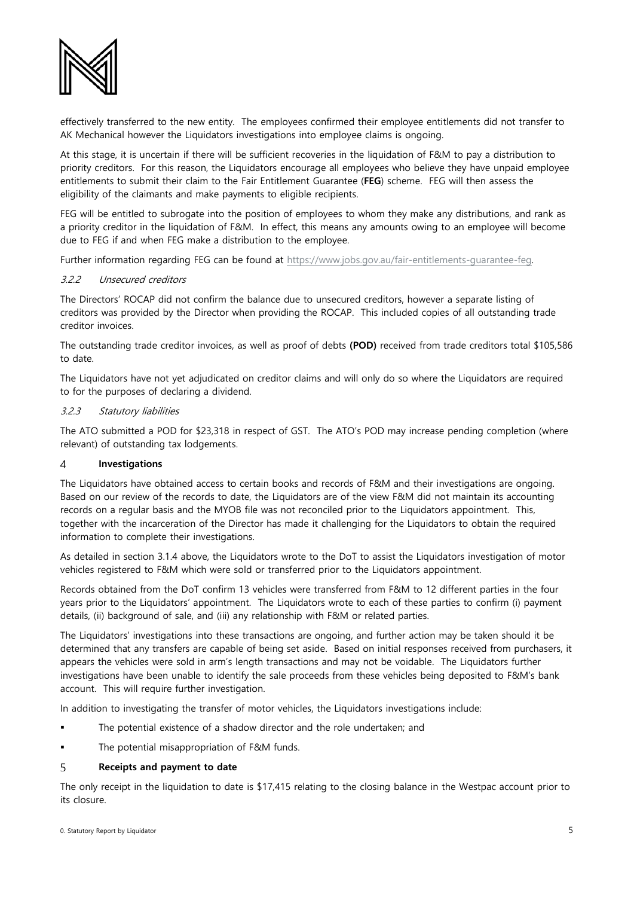effectively transferred to the new entity. The employees confirmed their employee entitlements did not transfer to AK Mechanical however the Liquidators investigations into employee claims is ongoing.

At this stage, it is uncertain if there will be sufficient recoveries in the liquidation of F&M to pay a distribution to priority creditors. For this reason, the Liquidators encourage all employees who believe they have unpaid employee entitlements to submit their claim to the Fair Entitlement Guarantee (**FEG**) scheme. FEG will then assess the eligibility of the claimants and make payments to eligible recipients.

FEG will be entitled to subrogate into the position of employees to whom they make any distributions, and rank as a priority creditor in the liquidation of F&M. In effect, this means any amounts owing to an employee will become due to FEG if and when FEG make a distribution to the employee.

Further information regarding FEG can be found at https://www.jobs.gov.au/fair-entitlements-guarantee-feg.

#### *3.2.2 Unsecured creditors*

The Directors' ROCAP did not confirm the balance due to unsecured creditors, however a separate listing of creditors was provided by the Director when providing the ROCAP. This included copies of all outstanding trade creditor invoices.

The outstanding trade creditor invoices, as well as proof of debts **(POD)** received from trade creditors total $105,586 to date.

The Liquidators have not yet adjudicated on creditor claims and will only do so where the Liquidators are required to for the purposes of declaring a dividend.

#### *3.2.3 Statutory liabilities*

The ATO submitted a POD for $23,318 in respect of GST. The ATO's POD may increase pending completion (where relevant) of outstanding tax lodgements.

## 4 **Investigations**

The Liquidators have obtained access to certain books and records of F&M and their investigations are ongoing. Based on our review of the records to date, the Liquidators are of the view F&M did not maintain its accounting records on a regular basis and the MYOB file was not reconciled prior to the Liquidators appointment. This, together with the incarceration of the Director has made it challenging for the Liquidators to obtain the required information to complete their investigations.

As detailed in section 3.1.4 above, the Liquidators wrote to the DoT to assist the Liquidators investigation of motor vehicles registered to F&M which were sold or transferred prior to the Liquidators appointment.

Records obtained from the DoT confirm 13 vehicles were transferred from F&M to 12 different parties in the four years prior to the Liquidators' appointment. The Liquidators wrote to each of these parties to confirm (i) payment details, (ii) background of sale, and (iii) any relationship with F&M or related parties.

The Liquidators' investigations into these transactions are ongoing, and further action may be taken should it be determined that any transfers are capable of being set aside. Based on initial responses received from purchasers, it appears the vehicles were sold in arm's length transactions and may not be voidable. The Liquidators further investigations have been unable to identify the sale proceeds from these vehicles being deposited to F&M's bank account. This will require further investigation.

In addition to investigating the transfer of motor vehicles, the Liquidators investigations include:

- The potential existence of a shadow director and the role undertaken; and
- The potential misappropriation of F&M funds.

## 5 **Receipts and payment to date**

The only receipt in the liquidation to date is $17,415 relating to the closing balance in the Westpac account prior to its closure.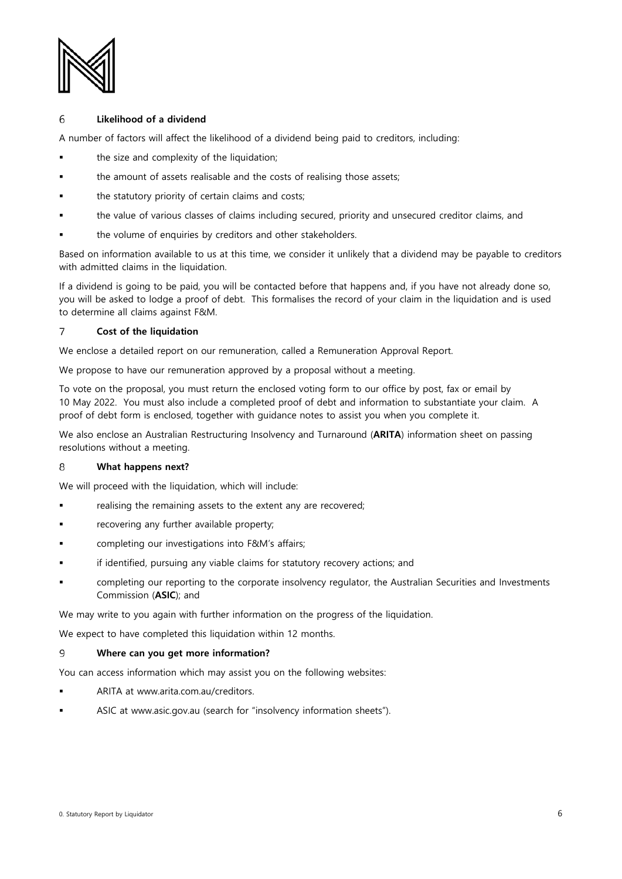## 6 Likelihood of a dividend

A number of factors will affect the likelihood of a dividend being paid to creditors, including:

- the size and complexity of the liquidation;
- the amount of assets realisable and the costs of realising those assets;
- the statutory priority of certain claims and costs;
- the value of various classes of claims including secured, priority and unsecured creditor claims, and
- the volume of enquiries by creditors and other stakeholders.

Based on information available to us at this time, we consider it unlikely that a dividend may be payable to creditors with admitted claims in the liquidation.

If a dividend is going to be paid, you will be contacted before that happens and, if you have not already done so, you will be asked to lodge a proof of debt. This formalises the record of your claim in the liquidation and is used to determine all claims against F&M.

## 7 Cost of the liquidation

We enclose a detailed report on our remuneration, called a Remuneration Approval Report.

We propose to have our remuneration approved by a proposal without a meeting.

To vote on the proposal, you must return the enclosed voting form to our office by post, fax or email by 10 May 2022. You must also include a completed proof of debt and information to substantiate your claim. A proof of debt form is enclosed, together with guidance notes to assist you when you complete it.

We also enclose an Australian Restructuring Insolvency and Turnaround (**ARITA**) information sheet on passing resolutions without a meeting.

## 8 What happens next?

We will proceed with the liquidation, which will include:

- realising the remaining assets to the extent any are recovered;
- recovering any further available property;
- completing our investigations into F&M's affairs;
- if identified, pursuing any viable claims for statutory recovery actions; and
- completing our reporting to the corporate insolvency regulator, the Australian Securities and Investments Commission (**ASIC**); and

We may write to you again with further information on the progress of the liquidation.

We expect to have completed this liquidation within 12 months.

## 9 Where can you get more information?

You can access information which may assist you on the following websites:

- ARITA at www.arita.com.au/creditors.
- ASIC at www.asic.gov.au (search for "insolvency information sheets").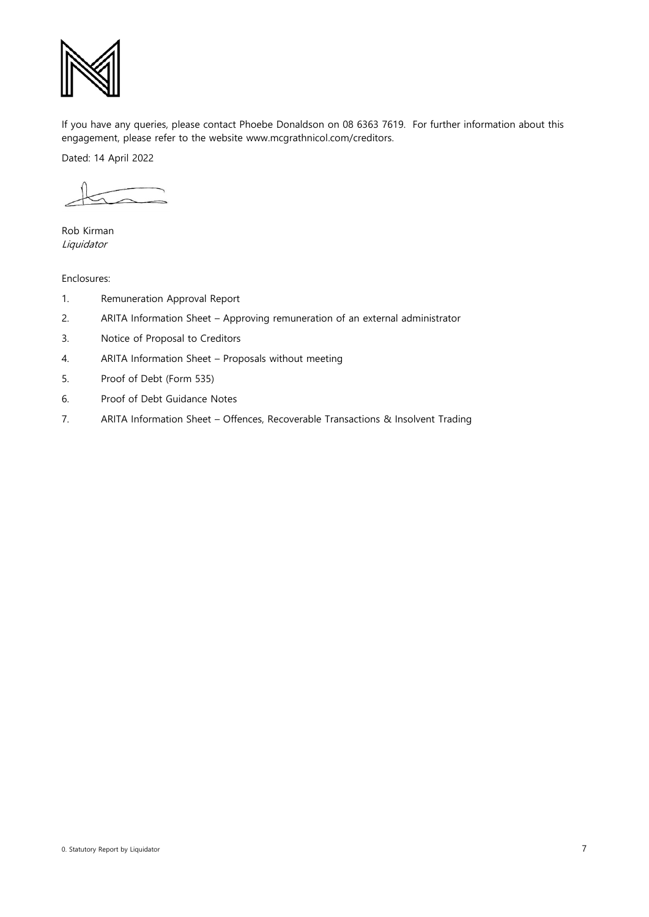If you have any queries, please contact Phoebe Donaldson on 08 6363 7619. For further information about this engagement, please refer to the website www.mcgrathnicol.com/creditors.

Dated: 14 April 2022

Rob Kirman
*Liquidator*

Enclosures:

1. Remuneration Approval Report
2. ARITA Information Sheet – Approving remuneration of an external administrator
3. Notice of Proposal to Creditors
4. ARITA Information Sheet – Proposals without meeting
5. Proof of Debt (Form 535)
6. Proof of Debt Guidance Notes
7. ARITA Information Sheet – Offences, Recoverable Transactions & Insolvent Trading